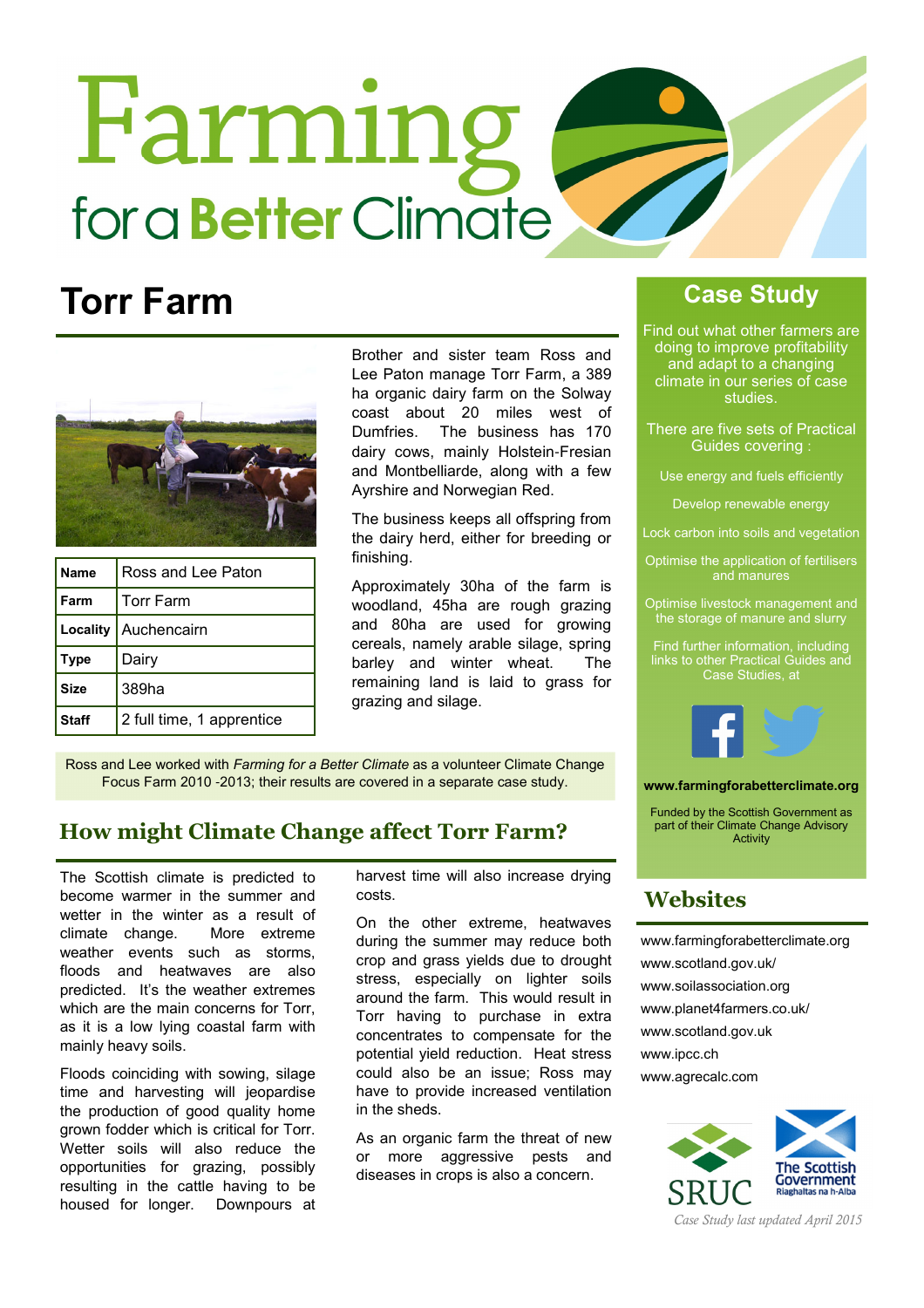# Farming for a Better Climate

# Torr Farm

| Name | Ross and Lee Paton |
|---|---|
| Farm | Torr Farm |
| Locality | Auchencairn |
| Type | Dairy |
| Size | 389ha |
| Staff | 2 full time, 1 apprentice |

Brother and sister team Ross and Lee Paton manage Torr Farm, a 389 ha organic dairy farm on the Solway coast about 20 miles west of Dumfries. The business has 170 dairy cows, mainly Holstein-Fresian and Montbelliarde, along with a few Ayrshire and Norwegian Red.

The business keeps all offspring from the dairy herd, either for breeding or finishing.

Approximately 30ha of the farm is woodland, 45ha are rough grazing and 80ha are used for growing cereals, namely arable silage, spring barley and winter wheat. The remaining land is laid to grass for grazing and silage.

Ross and Lee worked with *Farming for a Better Climate* as a volunteer Climate Change Focus Farm 2010 -2013; their results are covered in a separate case study.

## How might Climate Change affect Torr Farm?

The Scottish climate is predicted to become warmer in the summer and wetter in the winter as a result of climate change. More extreme weather events such as storms, floods and heatwaves are also predicted. It's the weather extremes which are the main concerns for Torr, as it is a low lying coastal farm with mainly heavy soils.

Floods coinciding with sowing, silage time and harvesting will jeopardise the production of good quality home grown fodder which is critical for Torr. Wetter soils will also reduce the opportunities for grazing, possibly resulting in the cattle having to be housed for longer. Downpours at harvest time will also increase drying costs.

On the other extreme, heatwaves during the summer may reduce both crop and grass yields due to drought stress, especially on lighter soils around the farm. This would result in Torr having to purchase in extra concentrates to compensate for the potential yield reduction. Heat stress could also be an issue; Ross may have to provide increased ventilation in the sheds.

As an organic farm the threat of new or more aggressive pests and diseases in crops is also a concern.

## Case Study

Find out what other farmers are doing to improve profitability and adapt to a changing climate in our series of case studies.

There are five sets of Practical Guides covering :

- Use energy and fuels efficiently
- Develop renewable energy
- Lock carbon into soils and vegetation
- Optimise the application of fertilisers and manures
- Optimise livestock management and the storage of manure and slurry

Find further information, including links to other Practical Guides and Case Studies, at

**www.farmingforabetterclimate.org**

Funded by the Scottish Government as part of their Climate Change Advisory Activity

## Websites

www.farmingforabetterclimate.org
www.scotland.gov.uk/
www.soilassociation.org
www.planet4farmers.co.uk/
www.scotland.gov.uk
www.ipcc.ch
www.agrecalc.com

SRUC — The Scottish Government, Riaghaltas na h-Alba

*Case Study last updated April 2015*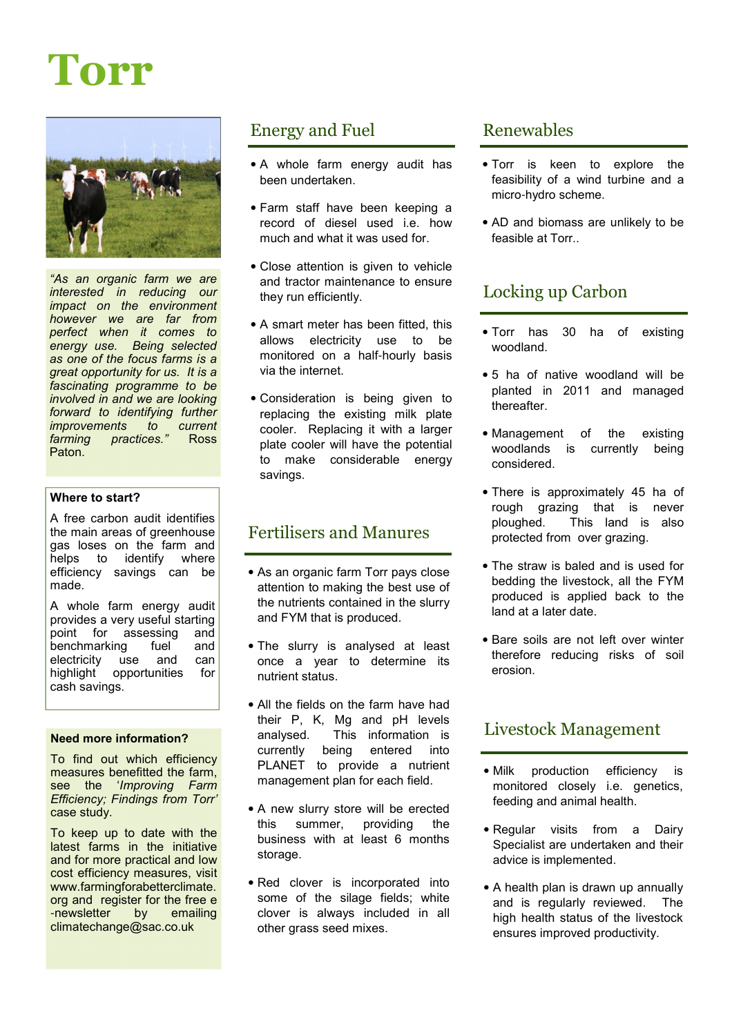# Torr

*"As an organic farm we are interested in reducing our impact on the environment however we are far from perfect when it comes to energy use. Being selected as one of the focus farms is a great opportunity for us. It is a fascinating programme to be involved in and we are looking forward to identifying further improvements to current farming practices."* Ross Paton.

**Where to start?**

A free carbon audit identifies the main areas of greenhouse gas loses on the farm and helps to identify where efficiency savings can be made.

A whole farm energy audit provides a very useful starting point for assessing and benchmarking fuel and electricity use and can highlight opportunities for cash savings.

**Need more information?**

To find out which efficiency measures benefitted the farm, see the *'Improving Farm Efficiency; Findings from Torr'* case study.

To keep up to date with the latest farms in the initiative and for more practical and low cost efficiency measures, visit www.farmingforabetterclimate.org and register for the free e-newsletter by emailing climatechange@sac.co.uk

## Energy and Fuel

- A whole farm energy audit has been undertaken.
- Farm staff have been keeping a record of diesel used i.e. how much and what it was used for.
- Close attention is given to vehicle and tractor maintenance to ensure they run efficiently.
- A smart meter has been fitted, this allows electricity use to be monitored on a half-hourly basis via the internet.
- Consideration is being given to replacing the existing milk plate cooler. Replacing it with a larger plate cooler will have the potential to make considerable energy savings.

## Fertilisers and Manures

- As an organic farm Torr pays close attention to making the best use of the nutrients contained in the slurry and FYM that is produced.
- The slurry is analysed at least once a year to determine its nutrient status.
- All the fields on the farm have had their P, K, Mg and pH levels analysed. This information is currently being entered into PLANET to provide a nutrient management plan for each field.
- A new slurry store will be erected this summer, providing the business with at least 6 months storage.
- Red clover is incorporated into some of the silage fields; white clover is always included in all other grass seed mixes.

## Renewables

- Torr is keen to explore the feasibility of a wind turbine and a micro-hydro scheme.
- AD and biomass are unlikely to be feasible at Torr..

## Locking up Carbon

- Torr has 30 ha of existing woodland.
- 5 ha of native woodland will be planted in 2011 and managed thereafter.
- Management of the existing woodlands is currently being considered.
- There is approximately 45 ha of rough grazing that is never ploughed. This land is also protected from over grazing.
- The straw is baled and is used for bedding the livestock, all the FYM produced is applied back to the land at a later date.
- Bare soils are not left over winter therefore reducing risks of soil erosion.

## Livestock Management

- Milk production efficiency is monitored closely i.e. genetics, feeding and animal health.
- Regular visits from a Dairy Specialist are undertaken and their advice is implemented.
- A health plan is drawn up annually and is regularly reviewed. The high health status of the livestock ensures improved productivity.